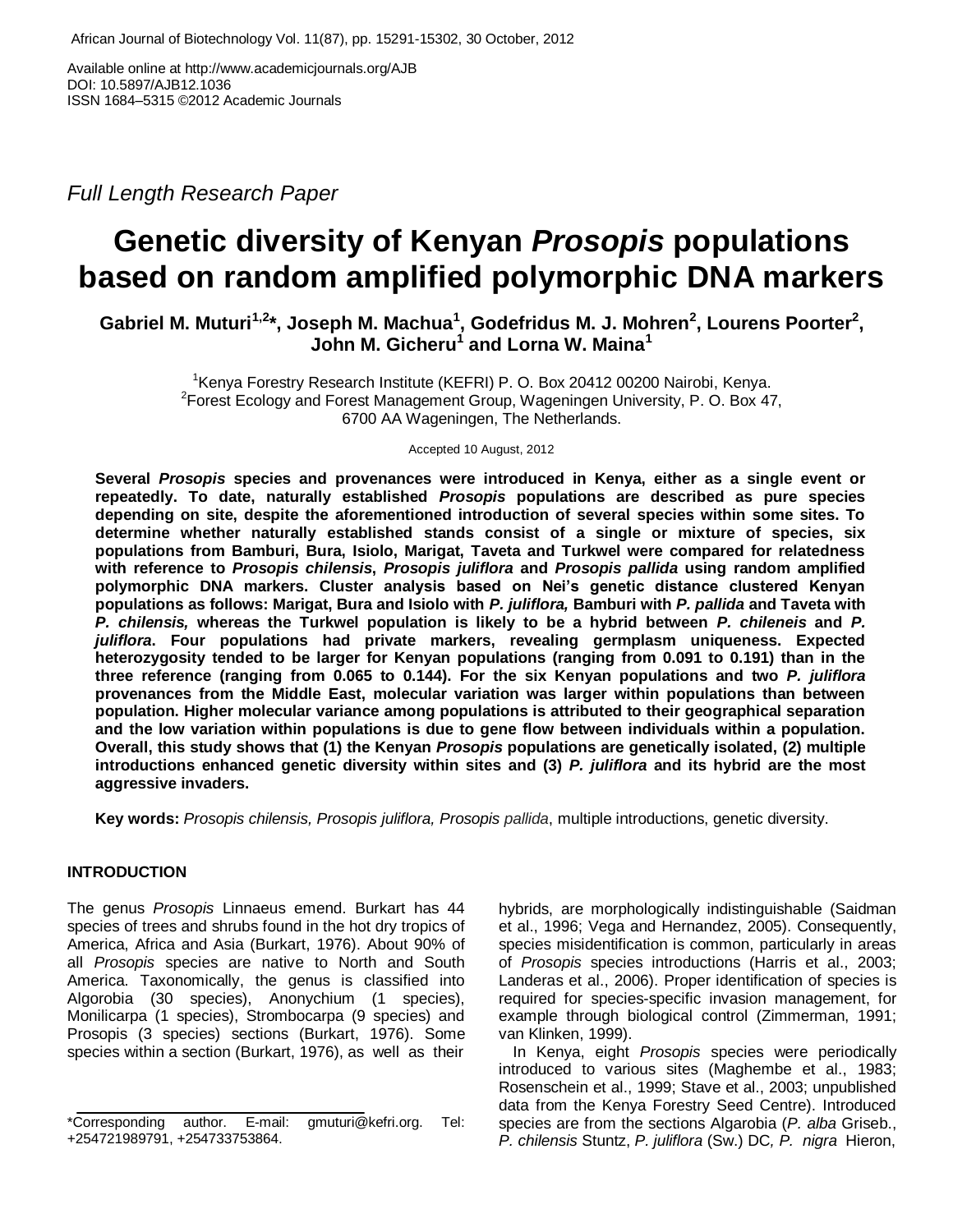African Journal of Biotechnology Vol. 11(87), pp. 15291-15302, 30 October, 2012

Available online at http://www.academicjournals.org/AJB
DOI: 10.5897/AJB12.1036
ISSN 1684–5315 ©2012 Academic Journals

*Full Length Research Paper*

# Genetic diversity of Kenyan *Prosopis* populations based on random amplified polymorphic DNA markers

**Gabriel M. Muturi[1,2]*, Joseph M. Machua[1], Godefridus M. J. Mohren[2], Lourens Poorter[2], John M. Gicheru[1] and Lorna W. Maina[1]**

[1]Kenya Forestry Research Institute (KEFRI) P. O. Box 20412 00200 Nairobi, Kenya.
[2]Forest Ecology and Forest Management Group, Wageningen University, P. O. Box 47, 6700 AA Wageningen, The Netherlands.

Accepted 10 August, 2012

**Several *Prosopis* species and provenances were introduced in Kenya, either as a single event or repeatedly. To date, naturally established *Prosopis* populations are described as pure species depending on site, despite the aforementioned introduction of several species within some sites. To determine whether naturally established stands consist of a single or mixture of species, six populations from Bamburi, Bura, Isiolo, Marigat, Taveta and Turkwel were compared for relatedness with reference to *Prosopis chilensis*, *Prosopis juliflora* and *Prosopis pallida* using random amplified polymorphic DNA markers. Cluster analysis based on Nei's genetic distance clustered Kenyan populations as follows: Marigat, Bura and Isiolo with *P. juliflora,* Bamburi with *P. pallida* and Taveta with *P. chilensis,* whereas the Turkwel population is likely to be a hybrid between *P. chileneis* and *P. juliflora*. Four populations had private markers, revealing germplasm uniqueness. Expected heterozygosity tended to be larger for Kenyan populations (ranging from 0.091 to 0.191) than in the three reference (ranging from 0.065 to 0.144). For the six Kenyan populations and two *P. juliflora* provenances from the Middle East, molecular variation was larger within populations than between population. Higher molecular variance among populations is attributed to their geographical separation and the low variation within populations is due to gene flow between individuals within a population. Overall, this study shows that (1) the Kenyan *Prosopis* populations are genetically isolated, (2) multiple introductions enhanced genetic diversity within sites and (3) *P. juliflora* and its hybrid are the most aggressive invaders.**

**Key words:** *Prosopis chilensis, Prosopis juliflora, Prosopis pallida*, multiple introductions, genetic diversity.

## INTRODUCTION

The genus *Prosopis* Linnaeus emend. Burkart has 44 species of trees and shrubs found in the hot dry tropics of America, Africa and Asia (Burkart, 1976). About 90% of all *Prosopis* species are native to North and South America. Taxonomically, the genus is classified into Algorobia (30 species), Anonychium (1 species), Monilicarpa (1 species), Strombocarpa (9 species) and Prosopis (3 species) sections (Burkart, 1976). Some species within a section (Burkart, 1976), as well as their hybrids, are morphologically indistinguishable (Saidman et al., 1996; Vega and Hernandez, 2005). Consequently, species misidentification is common, particularly in areas of *Prosopis* species introductions (Harris et al., 2003; Landeras et al., 2006). Proper identification of species is required for species-specific invasion management, for example through biological control (Zimmerman, 1991; van Klinken, 1999).

In Kenya, eight *Prosopis* species were periodically introduced to various sites (Maghembe et al., 1983; Rosenschein et al., 1999; Stave et al., 2003; unpublished data from the Kenya Forestry Seed Centre). Introduced species are from the sections Algarobia (*P. alba* Griseb., *P. chilensis* Stuntz, *P. juliflora* (Sw.) DC*, P. nigra* Hieron,

*Corresponding author. E-mail: gmuturi@kefri.org. Tel: +254721989791, +254733753864.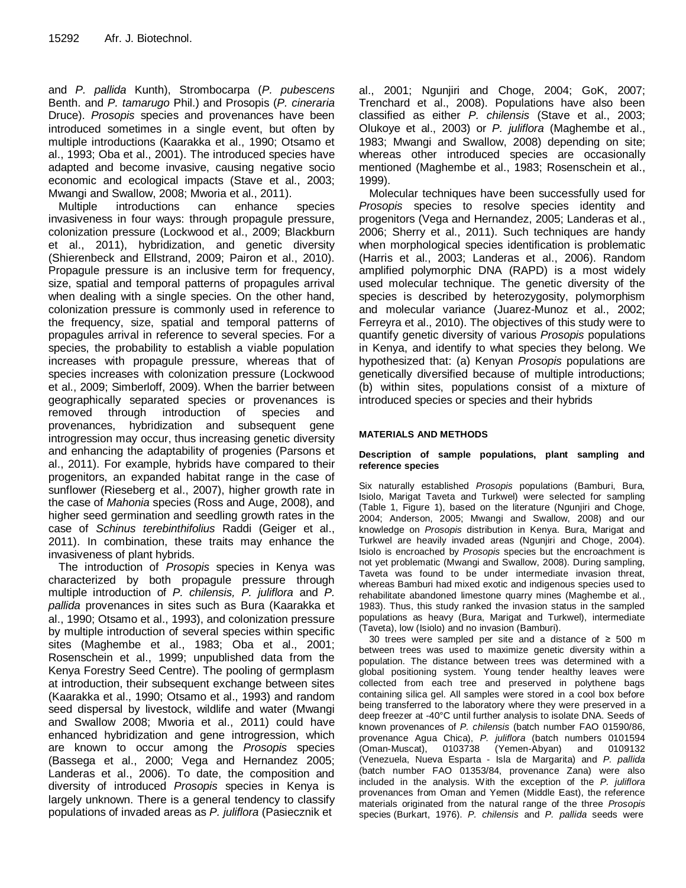and *P. pallida* Kunth), Strombocarpa (*P. pubescens* Benth. and *P. tamarugo* Phil.) and Prosopis (*P. cineraria* Druce). *Prosopis* species and provenances have been introduced sometimes in a single event, but often by multiple introductions (Kaarakka et al., 1990; Otsamo et al., 1993; Oba et al., 2001). The introduced species have adapted and become invasive, causing negative socio economic and ecological impacts (Stave et al., 2003; Mwangi and Swallow, 2008; Mworia et al., 2011).

Multiple introductions can enhance species invasiveness in four ways: through propagule pressure, colonization pressure (Lockwood et al., 2009; Blackburn et al., 2011), hybridization, and genetic diversity (Shierenbeck and Ellstrand, 2009; Pairon et al., 2010). Propagule pressure is an inclusive term for frequency, size, spatial and temporal patterns of propagules arrival when dealing with a single species. On the other hand, colonization pressure is commonly used in reference to the frequency, size, spatial and temporal patterns of propagules arrival in reference to several species. For a species, the probability to establish a viable population increases with propagule pressure, whereas that of species increases with colonization pressure (Lockwood et al., 2009; Simberloff, 2009). When the barrier between geographically separated species or provenances is removed through introduction of species and provenances, hybridization and subsequent gene introgression may occur, thus increasing genetic diversity and enhancing the adaptability of progenies (Parsons et al., 2011). For example, hybrids have compared to their progenitors, an expanded habitat range in the case of sunflower (Rieseberg et al., 2007), higher growth rate in the case of *Mahonia* species (Ross and Auge, 2008), and higher seed germination and seedling growth rates in the case of *Schinus terebinthifolius* Raddi (Geiger et al., 2011). In combination, these traits may enhance the invasiveness of plant hybrids.

The introduction of *Prosopis* species in Kenya was characterized by both propagule pressure through multiple introduction of *P. chilensis, P. juliflora* and *P. pallida* provenances in sites such as Bura (Kaarakka et al., 1990; Otsamo et al., 1993), and colonization pressure by multiple introduction of several species within specific sites (Maghembe et al., 1983; Oba et al., 2001; Rosenschein et al., 1999; unpublished data from the Kenya Forestry Seed Centre). The pooling of germplasm at introduction, their subsequent exchange between sites (Kaarakka et al., 1990; Otsamo et al., 1993) and random seed dispersal by livestock, wildlife and water (Mwangi and Swallow 2008; Mworia et al., 2011) could have enhanced hybridization and gene introgression, which are known to occur among the *Prosopis* species (Bassega et al., 2000; Vega and Hernandez 2005; Landeras et al., 2006). To date, the composition and diversity of introduced *Prosopis* species in Kenya is largely unknown. There is a general tendency to classify populations of invaded areas as *P. juliflora* (Pasiecznik et al., 2001; Ngunjiri and Choge, 2004; GoK, 2007; Trenchard et al., 2008). Populations have also been classified as either *P. chilensis* (Stave et al., 2003; Olukoye et al., 2003) or *P. juliflora* (Maghembe et al., 1983; Mwangi and Swallow, 2008) depending on site; whereas other introduced species are occasionally mentioned (Maghembe et al., 1983; Rosenschein et al., 1999).

Molecular techniques have been successfully used for *Prosopis* species to resolve species identity and progenitors (Vega and Hernandez, 2005; Landeras et al., 2006; Sherry et al., 2011). Such techniques are handy when morphological species identification is problematic (Harris et al., 2003; Landeras et al., 2006). Random amplified polymorphic DNA (RAPD) is a most widely used molecular technique. The genetic diversity of the species is described by heterozygosity, polymorphism and molecular variance (Juarez-Munoz et al., 2002; Ferreyra et al., 2010). The objectives of this study were to quantify genetic diversity of various *Prosopis* populations in Kenya, and identify to what species they belong. We hypothesized that: (a) Kenyan *Prosopis* populations are genetically diversified because of multiple introductions; (b) within sites, populations consist of a mixture of introduced species or species and their hybrids

## MATERIALS AND METHODS

### Description of sample populations, plant sampling and reference species

Six naturally established *Prosopis* populations (Bamburi, Bura, Isiolo, Marigat Taveta and Turkwel) were selected for sampling (Table 1, Figure 1), based on the literature (Ngunjiri and Choge, 2004; Anderson, 2005; Mwangi and Swallow, 2008) and our knowledge on *Prosopis* distribution in Kenya. Bura, Marigat and Turkwel are heavily invaded areas (Ngunjiri and Choge, 2004). Isiolo is encroached by *Prosopis* species but the encroachment is not yet problematic (Mwangi and Swallow, 2008). During sampling, Taveta was found to be under intermediate invasion threat, whereas Bamburi had mixed exotic and indigenous species used to rehabilitate abandoned limestone quarry mines (Maghembe et al., 1983). Thus, this study ranked the invasion status in the sampled populations as heavy (Bura, Marigat and Turkwel), intermediate (Taveta), low (Isiolo) and no invasion (Bamburi).

30 trees were sampled per site and a distance of ≥ 500 m between trees was used to maximize genetic diversity within a population. The distance between trees was determined with a global positioning system. Young tender healthy leaves were collected from each tree and preserved in polythene bags containing silica gel. All samples were stored in a cool box before being transferred to the laboratory where they were preserved in a deep freezer at -40°C until further analysis to isolate DNA. Seeds of known provenances of *P. chilensis* (batch number FAO 01590/86, provenance Agua Chica), *P. juliflora* (batch numbers 0101594 (Oman-Muscat), 0103738 (Yemen-Abyan) and 0109132 (Venezuela, Nueva Esparta - Isla de Margarita) and *P. pallida* (batch number FAO 01353/84, provenance Zana) were also included in the analysis. With the exception of the *P. juliflora* provenances from Oman and Yemen (Middle East), the reference materials originated from the natural range of the three *Prosopis* species (Burkart, 1976). *P. chilensis* and *P. pallida* seeds were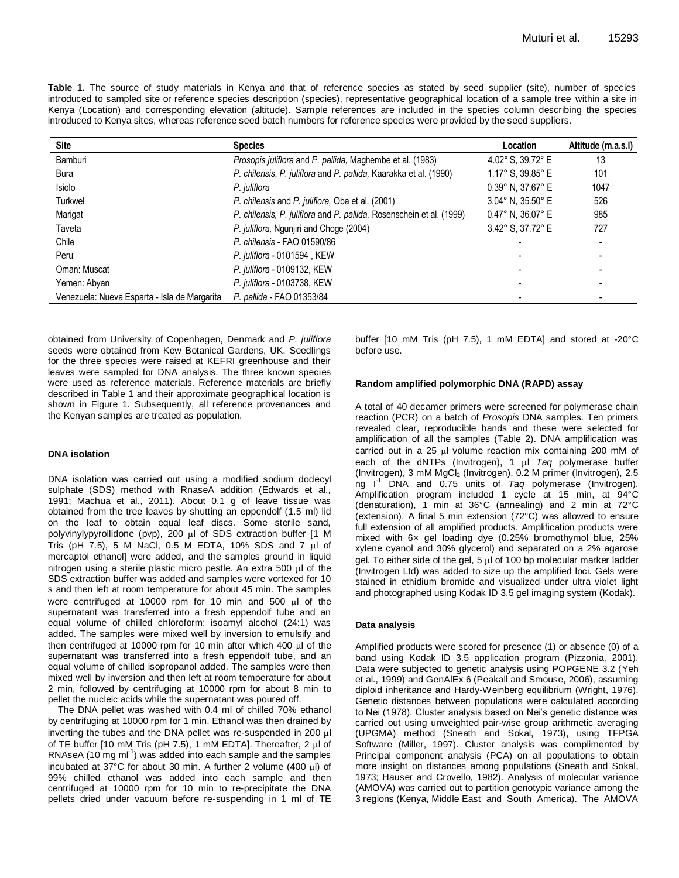**Table 1.** The source of study materials in Kenya and that of reference species as stated by seed supplier (site), number of species introduced to sampled site or reference species description (species), representative geographical location of a sample tree within a site in Kenya (Location) and corresponding elevation (altitude). Sample references are included in the species column describing the species introduced to Kenya sites, whereas reference seed batch numbers for reference species were provided by the seed suppliers.

| Site | Species | Location | Altitude (m.a.s.l) |
|---|---|---|---|
| Bamburi | *Prosopis juliflora* and *P. pallida,* Maghembe et al. (1983) | 4.02° S, 39.72° E | 13 |
| Bura | *P. chilensis*, *P. juliflora* and *P. pallida,* Kaarakka et al. (1990) | 1.17° S, 39.85° E | 101 |
| Isiolo | *P. juliflora* | 0.39° N, 37.67° E | 1047 |
| Turkwel | *P. chilensis* and *P. juliflora,* Oba et al. (2001) | 3.04° N, 35.50° E | 526 |
| Marigat | *P. chilensis, P. juliflora* and *P. pallida,* Rosenschein et al. (1999) | 0.47° N, 36.07° E | 985 |
| Taveta | *P. juliflora,* Ngunjiri and Choge (2004) | 3.42° S, 37.72° E | 727 |
| Chile | *P. chilensis* - FAO 01590/86 | - | - |
| Peru | *P. juliflora* - 0101594 , KEW | - | - |
| Oman: Muscat | *P. juliflora* - 0109132, KEW | - | - |
| Yemen: Abyan | *P. juliflora* - 0103738, KEW | - | - |
| Venezuela: Nueva Esparta - Isla de Margarita | *P. pallida* - FAO 01353/84 | - | - |

obtained from University of Copenhagen, Denmark and *P. juliflora* seeds were obtained from Kew Botanical Gardens, UK. Seedlings for the three species were raised at KEFRI greenhouse and their leaves were sampled for DNA analysis. The three known species were used as reference materials. Reference materials are briefly described in Table 1 and their approximate geographical location is shown in Figure 1. Subsequently, all reference provenances and the Kenyan samples are treated as population.

#### DNA isolation

DNA isolation was carried out using a modified sodium dodecyl sulphate (SDS) method with RnaseA addition (Edwards et al., 1991; Machua et al., 2011). About 0.1 g of leave tissue was obtained from the tree leaves by shutting an eppendolf (1.5 ml) lid on the leaf to obtain equal leaf discs. Some sterile sand, polyvinylpyrollidone (pvp), 200 µl of SDS extraction buffer [1 M Tris (pH 7.5), 5 M NaCl, 0.5 M EDTA, 10% SDS and 7 µl of mercaptol ethanol] were added, and the samples ground in liquid nitrogen using a sterile plastic micro pestle. An extra 500 µl of the SDS extraction buffer was added and samples were vortexed for 10 s and then left at room temperature for about 45 min. The samples were centrifuged at 10000 rpm for 10 min and 500 µl of the supernatant was transferred into a fresh eppendolf tube and an equal volume of chilled chloroform: isoamyl alcohol (24:1) was added. The samples were mixed well by inversion to emulsify and then centrifuged at 10000 rpm for 10 min after which 400 µl of the supernatant was transferred into a fresh eppendolf tube, and an equal volume of chilled isopropanol added. The samples were then mixed well by inversion and then left at room temperature for about 2 min, followed by centrifuging at 10000 rpm for about 8 min to pellet the nucleic acids while the supernatant was poured off.

The DNA pellet was washed with 0.4 ml of chilled 70% ethanol by centrifuging at 10000 rpm for 1 min. Ethanol was then drained by inverting the tubes and the DNA pellet was re-suspended in 200 µl of TE buffer [10 mM Tris (pH 7.5), 1 mM EDTA]. Thereafter, 2 µl of RNAseA (10 mg $ml^{-1}$) was added into each sample and the samples incubated at 37°C for about 30 min. A further 2 volume (400 µl) of 99% chilled ethanol was added into each sample and then centrifuged at 10000 rpm for 10 min to re-precipitate the DNA pellets dried under vacuum before re-suspending in 1 ml of TE buffer [10 mM Tris (pH 7.5), 1 mM EDTA] and stored at -20°C before use.

#### Random amplified polymorphic DNA (RAPD) assay

A total of 40 decamer primers were screened for polymerase chain reaction (PCR) on a batch of *Prosopis* DNA samples. Ten primers revealed clear, reproducible bands and these were selected for amplification of all the samples (Table 2). DNA amplification was carried out in a 25 µl volume reaction mix containing 200 mM of each of the dNTPs (Invitrogen), 1 µl *Taq* polymerase buffer (Invitrogen), 3 mM $MgCl_2$ (Invitrogen), 0.2 M primer (Invitrogen), 2.5 ng $l^{-1}$ DNA and 0.75 units of *Taq* polymerase (Invitrogen). Amplification program included 1 cycle at 15 min, at 94°C (denaturation), 1 min at 36°C (annealing) and 2 min at 72°C (extension). A final 5 min extension (72°C) was allowed to ensure full extension of all amplified products. Amplification products were mixed with 6× gel loading dye (0.25% bromothymol blue, 25% xylene cyanol and 30% glycerol) and separated on a 2% agarose gel. To either side of the gel, 5 µl of 100 bp molecular marker ladder (Invitrogen Ltd) was added to size up the amplified loci. Gels were stained in ethidium bromide and visualized under ultra violet light and photographed using Kodak ID 3.5 gel imaging system (Kodak).

#### Data analysis

Amplified products were scored for presence (1) or absence (0) of a band using Kodak ID 3.5 application program (Pizzonia, 2001). Data were subjected to genetic analysis using POPGENE 3.2 (Yeh et al., 1999) and GenAlEx 6 (Peakall and Smouse, 2006), assuming diploid inheritance and Hardy-Weinberg equilibrium (Wright, 1976). Genetic distances between populations were calculated according to Nei (1978). Cluster analysis based on Nei's genetic distance was carried out using unweighted pair-wise group arithmetic averaging (UPGMA) method (Sneath and Sokal, 1973), using TFPGA Software (Miller, 1997). Cluster analysis was complimented by Principal component analysis (PCA) on all populations to obtain more insight on distances among populations (Sneath and Sokal, 1973; Hauser and Crovello, 1982). Analysis of molecular variance (AMOVA) was carried out to partition genotypic variance among the 3 regions (Kenya, Middle East and South America). The AMOVA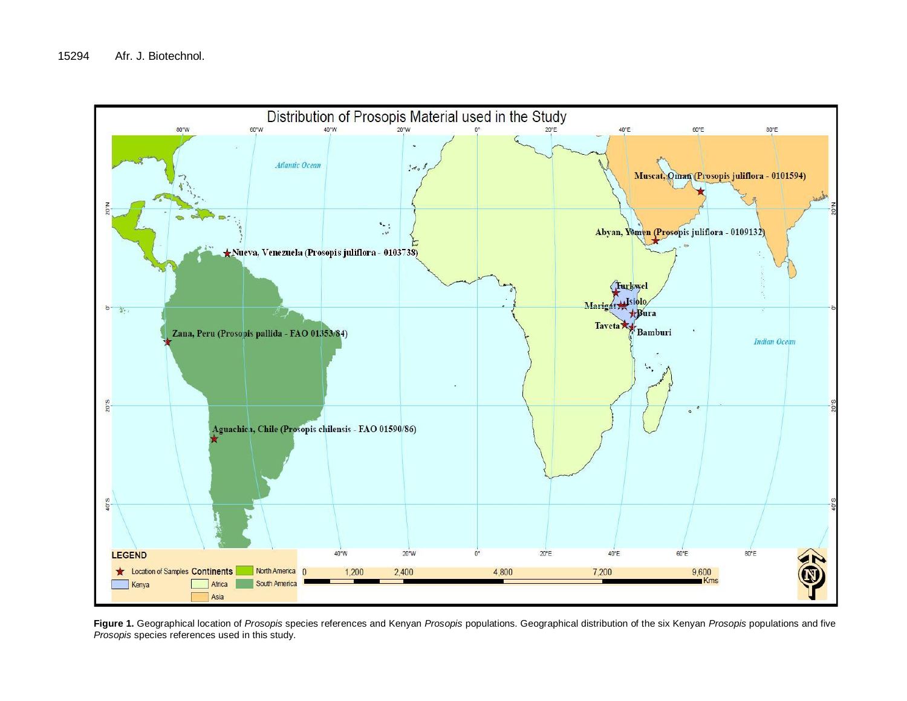**Figure 1.** Geographical location of *Prosopis* species references and Kenyan *Prosopis* populations. Geographical distribution of the six Kenyan *Prosopis* populations and five *Prosopis* species references used in this study.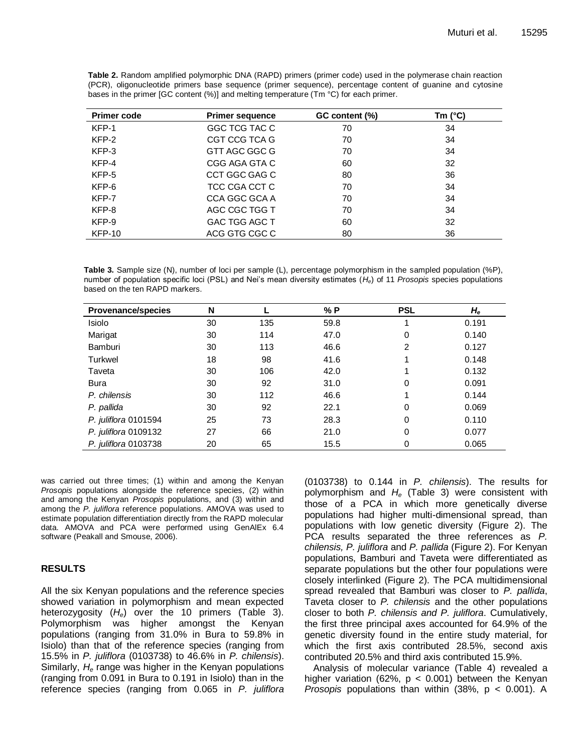**Table 2.** Random amplified polymorphic DNA (RAPD) primers (primer code) used in the polymerase chain reaction (PCR), oligonucleotide primers base sequence (primer sequence), percentage content of guanine and cytosine bases in the primer [GC content (%)] and melting temperature (Tm °C) for each primer.

| Primer code | Primer sequence | GC content (%) | Tm (°C) |
|---|---|---|---|
| KFP-1 | GGC TCG TAC C | 70 | 34 |
| KFP-2 | CGT CCG TCA G | 70 | 34 |
| KFP-3 | GTT AGC GGC G | 70 | 34 |
| KFP-4 | CGG AGA GTA C | 60 | 32 |
| KFP-5 | CCT GGC GAG C | 80 | 36 |
| KFP-6 | TCC CGA CCT C | 70 | 34 |
| KFP-7 | CCA GGC GCA A | 70 | 34 |
| KFP-8 | AGC CGC TGG T | 70 | 34 |
| KFP-9 | GAC TGG AGC T | 60 | 32 |
| KFP-10 | ACG GTG CGC C | 80 | 36 |

**Table 3.** Sample size (N), number of loci per sample (L), percentage polymorphism in the sampled population (%P), number of population specific loci (PSL) and Nei's mean diversity estimates ($H_e$) of 11 *Prosopis* species populations based on the ten RAPD markers.

| Provenance/species | N | L | % P | PSL | $H_e$ |
|---|---|---|---|---|---|
| Isiolo | 30 | 135 | 59.8 | 1 | 0.191 |
| Marigat | 30 | 114 | 47.0 | 0 | 0.140 |
| Bamburi | 30 | 113 | 46.6 | 2 | 0.127 |
| Turkwel | 18 | 98 | 41.6 | 1 | 0.148 |
| Taveta | 30 | 106 | 42.0 | 1 | 0.132 |
| Bura | 30 | 92 | 31.0 | 0 | 0.091 |
| *P. chilensis* | 30 | 112 | 46.6 | 1 | 0.144 |
| *P. pallida* | 30 | 92 | 22.1 | 0 | 0.069 |
| *P. juliflora* 0101594 | 25 | 73 | 28.3 | 0 | 0.110 |
| *P. juliflora* 0109132 | 27 | 66 | 21.0 | 0 | 0.077 |
| *P. juliflora* 0103738 | 20 | 65 | 15.5 | 0 | 0.065 |

was carried out three times; (1) within and among the Kenyan *Prosopis* populations alongside the reference species, (2) within and among the Kenyan *Prosopis* populations, and (3) within and among the *P. juliflora* reference populations. AMOVA was used to estimate population differentiation directly from the RAPD molecular data. AMOVA and PCA were performed using GenAlEx 6.4 software (Peakall and Smouse, 2006).

## RESULTS

All the six Kenyan populations and the reference species showed variation in polymorphism and mean expected heterozygosity ($H_e$) over the 10 primers (Table 3). Polymorphism was higher amongst the Kenyan populations (ranging from 31.0% in Bura to 59.8% in Isiolo) than that of the reference species (ranging from 15.5% in *P. juliflora* (0103738) to 46.6% in *P. chilensis*). Similarly, $H_e$ range was higher in the Kenyan populations (ranging from 0.091 in Bura to 0.191 in Isiolo) than in the reference species (ranging from 0.065 in *P. juliflora* (0103738) to 0.144 in *P. chilensis*). The results for polymorphism and $H_e$ (Table 3) were consistent with those of a PCA in which more genetically diverse populations had higher multi-dimensional spread, than populations with low genetic diversity (Figure 2). The PCA results separated the three references as *P. chilensis, P. juliflora* and *P. pallida* (Figure 2). For Kenyan populations, Bamburi and Taveta were differentiated as separate populations but the other four populations were closely interlinked (Figure 2). The PCA multidimensional spread revealed that Bamburi was closer to *P. pallida*, Taveta closer to *P. chilensis* and the other populations closer to both *P. chilensis and P. juliflora*. Cumulatively, the first three principal axes accounted for 64.9% of the genetic diversity found in the entire study material, for which the first axis contributed 28.5%, second axis contributed 20.5% and third axis contributed 15.9%.

Analysis of molecular variance (Table 4) revealed a higher variation (62%, $p < 0.001$) between the Kenyan *Prosopis* populations than within (38%, $p < 0.001$). A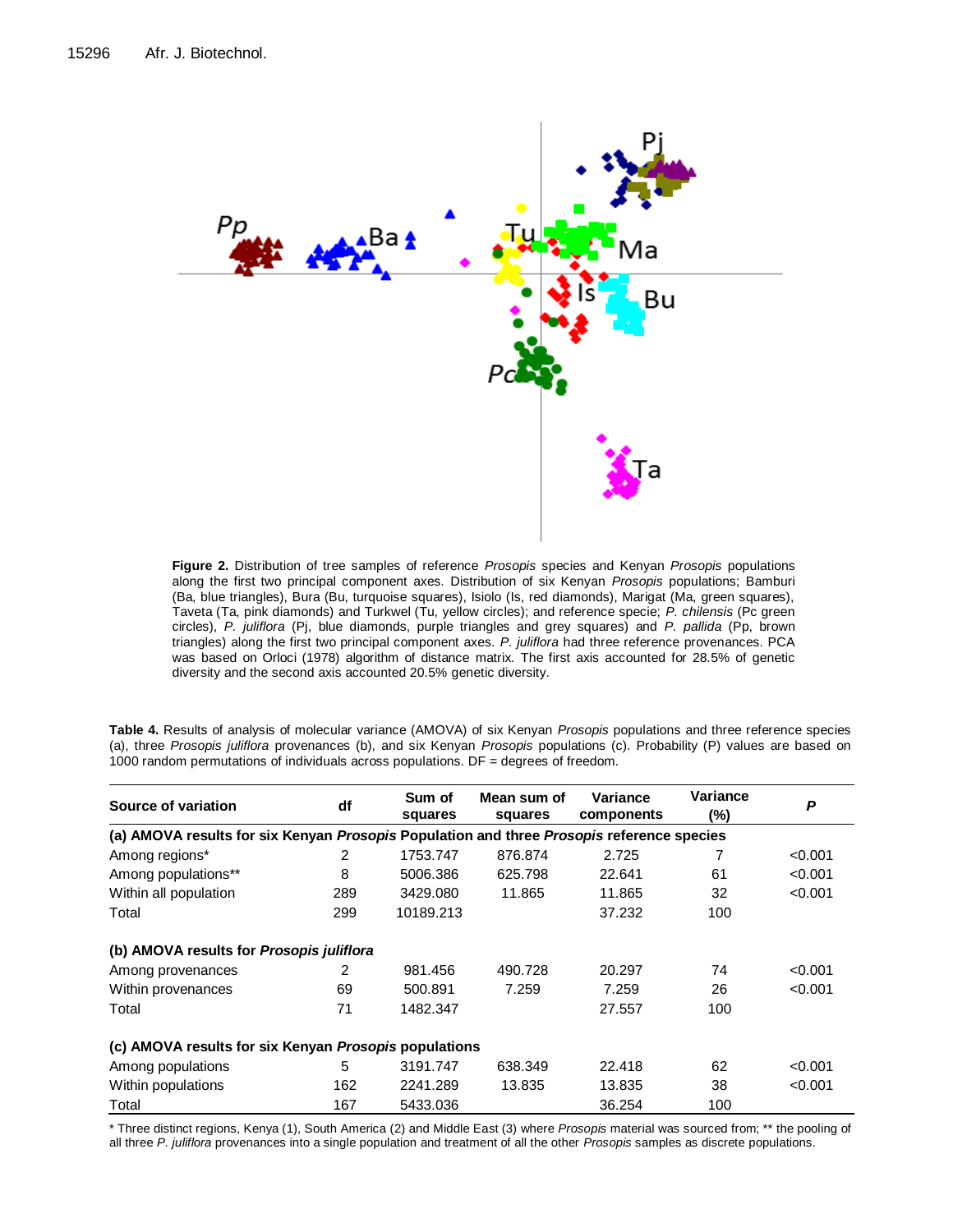**Figure 2.** Distribution of tree samples of reference *Prosopis* species and Kenyan *Prosopis* populations along the first two principal component axes. Distribution of six Kenyan *Prosopis* populations; Bamburi (Ba, blue triangles), Bura (Bu, turquoise squares), Isiolo (Is, red diamonds), Marigat (Ma, green squares), Taveta (Ta, pink diamonds) and Turkwel (Tu, yellow circles); and reference specie; *P. chilensis* (Pc green circles), *P. juliflora* (Pj, blue diamonds, purple triangles and grey squares) and *P. pallida* (Pp, brown triangles) along the first two principal component axes. *P. juliflora* had three reference provenances. PCA was based on Orloci (1978) algorithm of distance matrix. The first axis accounted for 28.5% of genetic diversity and the second axis accounted 20.5% genetic diversity.

**Table 4.** Results of analysis of molecular variance (AMOVA) of six Kenyan *Prosopis* populations and three reference species (a), three *Prosopis juliflora* provenances (b), and six Kenyan *Prosopis* populations (c). Probability (P) values are based on 1000 random permutations of individuals across populations. DF = degrees of freedom.

| Source of variation | df | Sum of squares | Mean sum of squares | Variance components | Variance (%) | P |
|---|---|---|---|---|---|---|
| **(a) AMOVA results for six Kenyan *Prosopis* Population and three *Prosopis* reference species** | | | | | | |
| Among regions* | 2 | 1753.747 | 876.874 | 2.725 | 7 | <0.001 |
| Among populations** | 8 | 5006.386 | 625.798 | 22.641 | 61 | <0.001 |
| Within all population | 289 | 3429.080 | 11.865 | 11.865 | 32 | <0.001 |
| Total | 299 | 10189.213 | | 37.232 | 100 | |
| **(b) AMOVA results for *Prosopis juliflora*** | | | | | | |
| Among provenances | 2 | 981.456 | 490.728 | 20.297 | 74 | <0.001 |
| Within provenances | 69 | 500.891 | 7.259 | 7.259 | 26 | <0.001 |
| Total | 71 | 1482.347 | | 27.557 | 100 | |
| **(c) AMOVA results for six Kenyan *Prosopis* populations** | | | | | | |
| Among populations | 5 | 3191.747 | 638.349 | 22.418 | 62 | <0.001 |
| Within populations | 162 | 2241.289 | 13.835 | 13.835 | 38 | <0.001 |
| Total | 167 | 5433.036 | | 36.254 | 100 | |

* Three distinct regions, Kenya (1), South America (2) and Middle East (3) where *Prosopis* material was sourced from; ** the pooling of all three *P. juliflora* provenances into a single population and treatment of all the other *Prosopis* samples as discrete populations.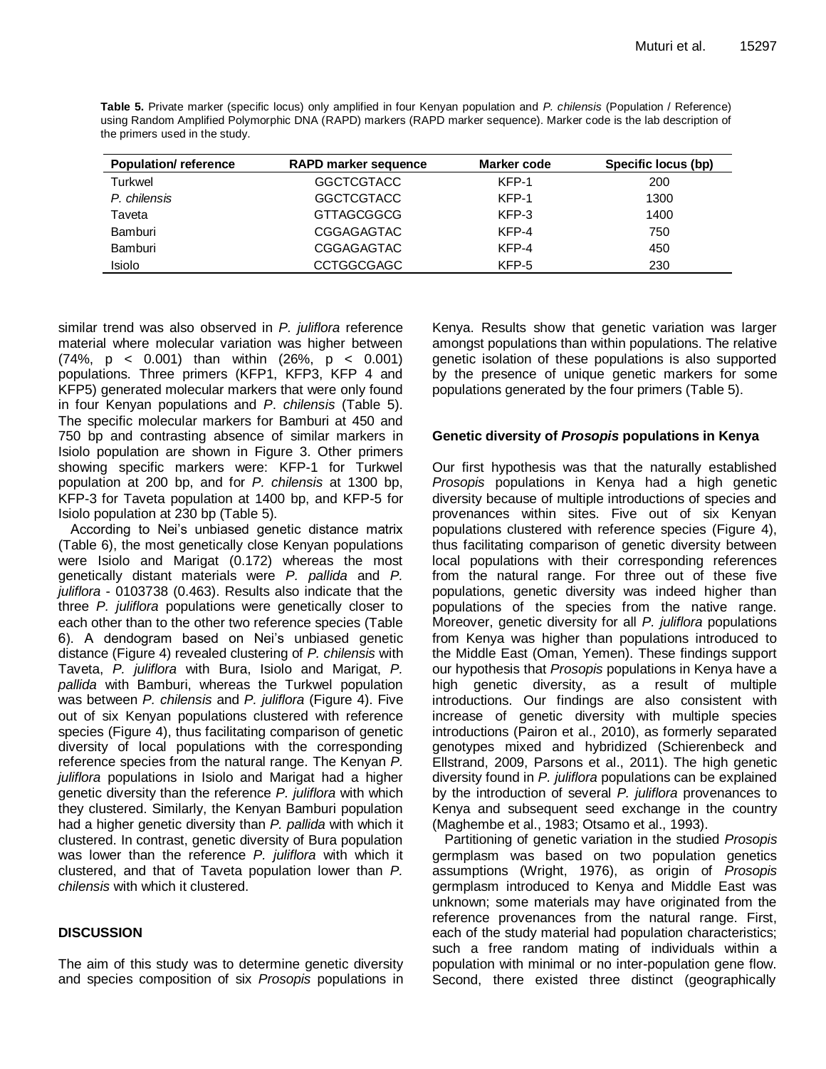**Table 5.** Private marker (specific locus) only amplified in four Kenyan population and *P. chilensis* (Population / Reference) using Random Amplified Polymorphic DNA (RAPD) markers (RAPD marker sequence). Marker code is the lab description of the primers used in the study.

| Population/ reference | RAPD marker sequence | Marker code | Specific locus (bp) |
|---|---|---|---|
| Turkwel | GGCTCGTACC | KFP-1 | 200 |
| *P. chilensis* | GGCTCGTACC | KFP-1 | 1300 |
| Taveta | GTTAGCGGCG | KFP-3 | 1400 |
| Bamburi | CGGAGAGTAC | KFP-4 | 750 |
| Bamburi | CGGAGAGTAC | KFP-4 | 450 |
| Isiolo | CCTGGCGAGC | KFP-5 | 230 |

similar trend was also observed in *P. juliflora* reference material where molecular variation was higher between (74%, $p < 0.001$) than within (26%, $p < 0.001$) populations. Three primers (KFP1, KFP3, KFP 4 and KFP5) generated molecular markers that were only found in four Kenyan populations and *P. chilensis* (Table 5). The specific molecular markers for Bamburi at 450 and 750 bp and contrasting absence of similar markers in Isiolo population are shown in Figure 3. Other primers showing specific markers were: KFP-1 for Turkwel population at 200 bp, and for *P. chilensis* at 1300 bp, KFP-3 for Taveta population at 1400 bp, and KFP-5 for Isiolo population at 230 bp (Table 5).

According to Nei's unbiased genetic distance matrix (Table 6), the most genetically close Kenyan populations were Isiolo and Marigat (0.172) whereas the most genetically distant materials were *P. pallida* and *P. juliflora* - 0103738 (0.463). Results also indicate that the three *P. juliflora* populations were genetically closer to each other than to the other two reference species (Table 6). A dendogram based on Nei's unbiased genetic distance (Figure 4) revealed clustering of *P. chilensis* with Taveta, *P. juliflora* with Bura, Isiolo and Marigat, *P. pallida* with Bamburi, whereas the Turkwel population was between *P. chilensis* and *P. juliflora* (Figure 4). Five out of six Kenyan populations clustered with reference species (Figure 4), thus facilitating comparison of genetic diversity of local populations with the corresponding reference species from the natural range. The Kenyan *P. juliflora* populations in Isiolo and Marigat had a higher genetic diversity than the reference *P. juliflora* with which they clustered. Similarly, the Kenyan Bamburi population had a higher genetic diversity than *P. pallida* with which it clustered. In contrast, genetic diversity of Bura population was lower than the reference *P. juliflora* with which it clustered, and that of Taveta population lower than *P. chilensis* with which it clustered.

## DISCUSSION

The aim of this study was to determine genetic diversity and species composition of six *Prosopis* populations in Kenya. Results show that genetic variation was larger amongst populations than within populations. The relative genetic isolation of these populations is also supported by the presence of unique genetic markers for some populations generated by the four primers (Table 5).

### Genetic diversity of *Prosopis* populations in Kenya

Our first hypothesis was that the naturally established *Prosopis* populations in Kenya had a high genetic diversity because of multiple introductions of species and provenances within sites. Five out of six Kenyan populations clustered with reference species (Figure 4), thus facilitating comparison of genetic diversity between local populations with their corresponding references from the natural range. For three out of these five populations, genetic diversity was indeed higher than populations of the species from the native range. Moreover, genetic diversity for all *P. juliflora* populations from Kenya was higher than populations introduced to the Middle East (Oman, Yemen). These findings support our hypothesis that *Prosopis* populations in Kenya have a high genetic diversity, as a result of multiple introductions. Our findings are also consistent with increase of genetic diversity with multiple species introductions (Pairon et al., 2010), as formerly separated genotypes mixed and hybridized (Schierenbeck and Ellstrand, 2009, Parsons et al., 2011). The high genetic diversity found in *P. juliflora* populations can be explained by the introduction of several *P. juliflora* provenances to Kenya and subsequent seed exchange in the country (Maghembe et al., 1983; Otsamo et al., 1993).

Partitioning of genetic variation in the studied *Prosopis* germplasm was based on two population genetics assumptions (Wright, 1976), as origin of *Prosopis* germplasm introduced to Kenya and Middle East was unknown; some materials may have originated from the reference provenances from the natural range. First, each of the study material had population characteristics; such a free random mating of individuals within a population with minimal or no inter-population gene flow. Second, there existed three distinct (geographically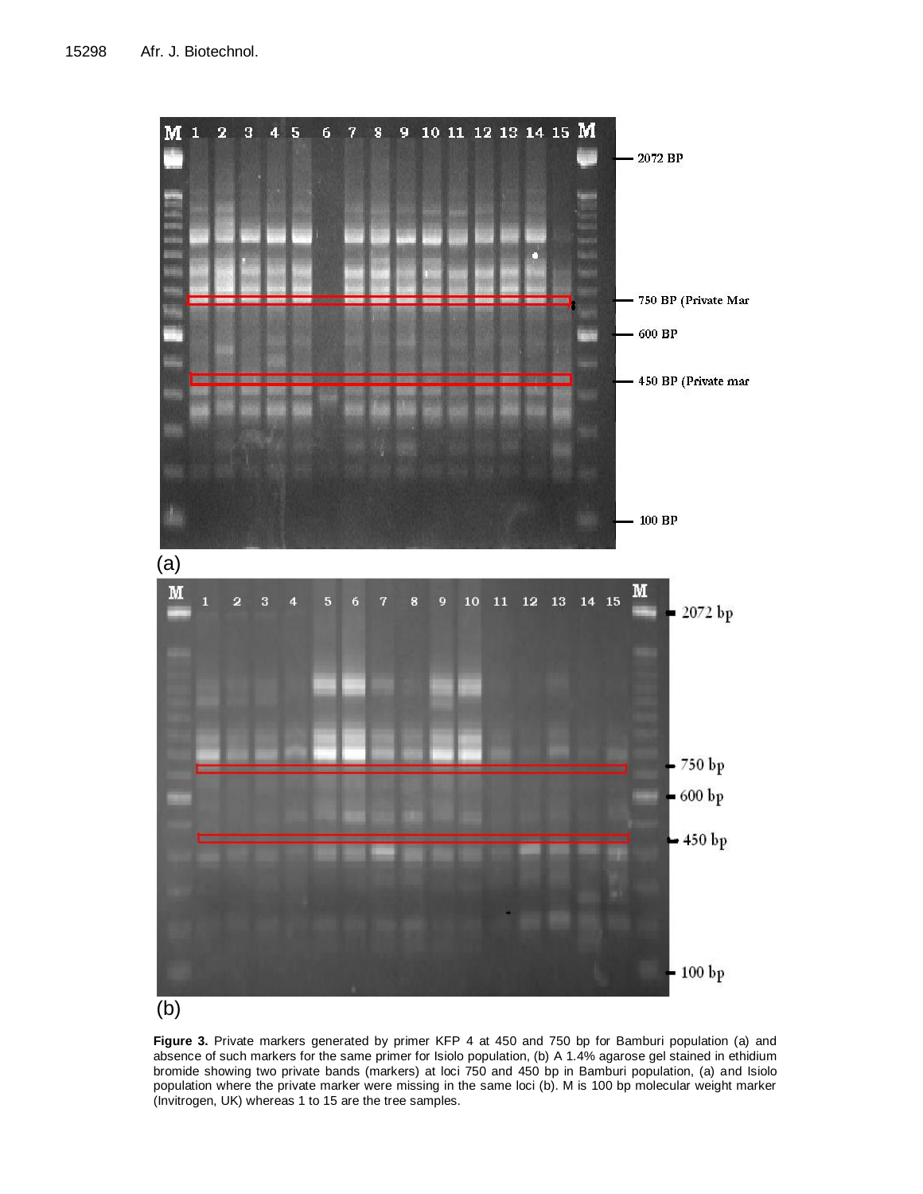**Figure 3.** Private markers generated by primer KFP 4 at 450 and 750 bp for Bamburi population (a) and absence of such markers for the same primer for Isiolo population, (b) A 1.4% agarose gel stained in ethidium bromide showing two private bands (markers) at loci 750 and 450 bp in Bamburi population, (a) and Isiolo population where the private marker were missing in the same loci (b). M is 100 bp molecular weight marker (Invitrogen, UK) whereas 1 to 15 are the tree samples.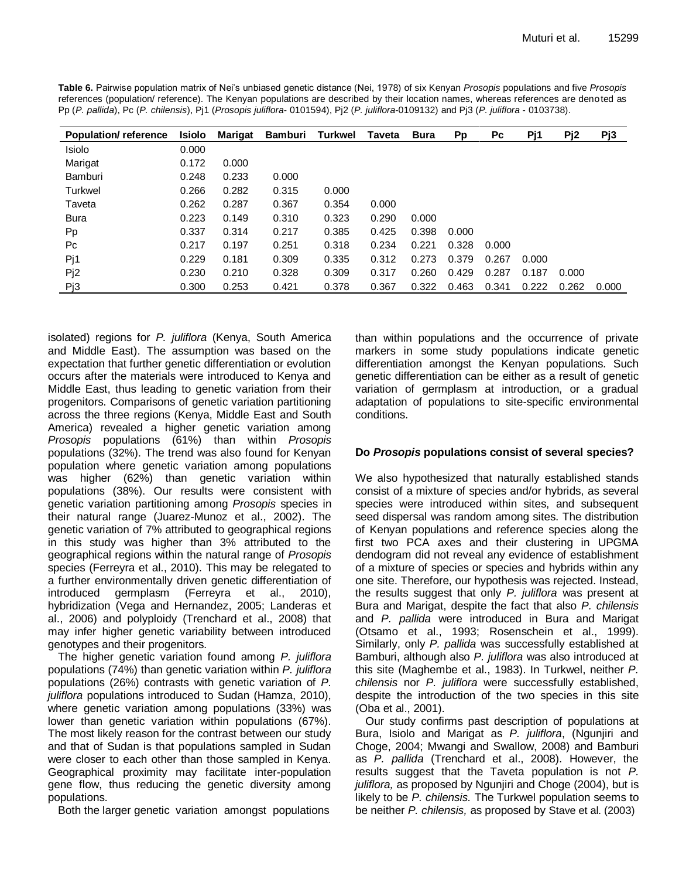**Table 6.** Pairwise population matrix of Nei's unbiased genetic distance (Nei, 1978) of six Kenyan *Prosopis* populations and five *Prosopis* references (population/ reference). The Kenyan populations are described by their location names, whereas references are denoted as Pp (*P. pallida*), Pc (*P. chilensis*), Pj1 (*Prosopis juliflora*- 0101594), Pj2 (*P. juliflora*-0109132) and Pj3 (*P. juliflora* - 0103738).

| Population/ reference | Isiolo | Marigat | Bamburi | Turkwel | Taveta | Bura | Pp | Pc | Pj1 | Pj2 | Pj3 |
|---|---|---|---|---|---|---|---|---|---|---|---|
| Isiolo | 0.000 | | | | | | | | | | |
| Marigat | 0.172 | 0.000 | | | | | | | | | |
| Bamburi | 0.248 | 0.233 | 0.000 | | | | | | | | |
| Turkwel | 0.266 | 0.282 | 0.315 | 0.000 | | | | | | | |
| Taveta | 0.262 | 0.287 | 0.367 | 0.354 | 0.000 | | | | | | |
| Bura | 0.223 | 0.149 | 0.310 | 0.323 | 0.290 | 0.000 | | | | | |
| Pp | 0.337 | 0.314 | 0.217 | 0.385 | 0.425 | 0.398 | 0.000 | | | | |
| Pc | 0.217 | 0.197 | 0.251 | 0.318 | 0.234 | 0.221 | 0.328 | 0.000 | | | |
| Pj1 | 0.229 | 0.181 | 0.309 | 0.335 | 0.312 | 0.273 | 0.379 | 0.267 | 0.000 | | |
| Pj2 | 0.230 | 0.210 | 0.328 | 0.309 | 0.317 | 0.260 | 0.429 | 0.287 | 0.187 | 0.000 | |
| Pj3 | 0.300 | 0.253 | 0.421 | 0.378 | 0.367 | 0.322 | 0.463 | 0.341 | 0.222 | 0.262 | 0.000 |

isolated) regions for *P. juliflora* (Kenya, South America and Middle East). The assumption was based on the expectation that further genetic differentiation or evolution occurs after the materials were introduced to Kenya and Middle East, thus leading to genetic variation from their progenitors. Comparisons of genetic variation partitioning across the three regions (Kenya, Middle East and South America) revealed a higher genetic variation among *Prosopis* populations (61%) than within *Prosopis* populations (32%). The trend was also found for Kenyan population where genetic variation among populations was higher (62%) than genetic variation within populations (38%). Our results were consistent with genetic variation partitioning among *Prosopis* species in their natural range (Juarez-Munoz et al., 2002). The genetic variation of 7% attributed to geographical regions in this study was higher than 3% attributed to the geographical regions within the natural range of *Prosopis* species (Ferreyra et al., 2010). This may be relegated to a further environmentally driven genetic differentiation of introduced germplasm (Ferreyra et al., 2010), hybridization (Vega and Hernandez, 2005; Landeras et al., 2006) and polyploidy (Trenchard et al., 2008) that may infer higher genetic variability between introduced genotypes and their progenitors.

The higher genetic variation found among *P. juliflora* populations (74%) than genetic variation within *P. juliflora* populations (26%) contrasts with genetic variation of *P. juliflora* populations introduced to Sudan (Hamza, 2010), where genetic variation among populations (33%) was lower than genetic variation within populations (67%). The most likely reason for the contrast between our study and that of Sudan is that populations sampled in Sudan were closer to each other than those sampled in Kenya. Geographical proximity may facilitate inter-population gene flow, thus reducing the genetic diversity among populations.

Both the larger genetic variation amongst populations than within populations and the occurrence of private markers in some study populations indicate genetic differentiation amongst the Kenyan populations. Such genetic differentiation can be either as a result of genetic variation of germplasm at introduction, or a gradual adaptation of populations to site-specific environmental conditions.

## Do *Prosopis* populations consist of several species?

We also hypothesized that naturally established stands consist of a mixture of species and/or hybrids, as several species were introduced within sites, and subsequent seed dispersal was random among sites. The distribution of Kenyan populations and reference species along the first two PCA axes and their clustering in UPGMA dendogram did not reveal any evidence of establishment of a mixture of species or species and hybrids within any one site. Therefore, our hypothesis was rejected. Instead, the results suggest that only *P. juliflora* was present at Bura and Marigat, despite the fact that also *P. chilensis* and *P. pallida* were introduced in Bura and Marigat (Otsamo et al., 1993; Rosenschein et al., 1999). Similarly, only *P. pallida* was successfully established at Bamburi, although also *P. juliflora* was also introduced at this site (Maghembe et al., 1983). In Turkwel, neither *P. chilensis* nor *P. juliflora* were successfully established, despite the introduction of the two species in this site (Oba et al., 2001).

Our study confirms past description of populations at Bura, Isiolo and Marigat as *P. juliflora*, (Ngunjiri and Choge, 2004; Mwangi and Swallow, 2008) and Bamburi as *P. pallida* (Trenchard et al., 2008). However, the results suggest that the Taveta population is not *P. juliflora,* as proposed by Ngunjiri and Choge (2004), but is likely to be *P. chilensis.* The Turkwel population seems to be neither *P. chilensis,* as proposed by Stave et al. (2003)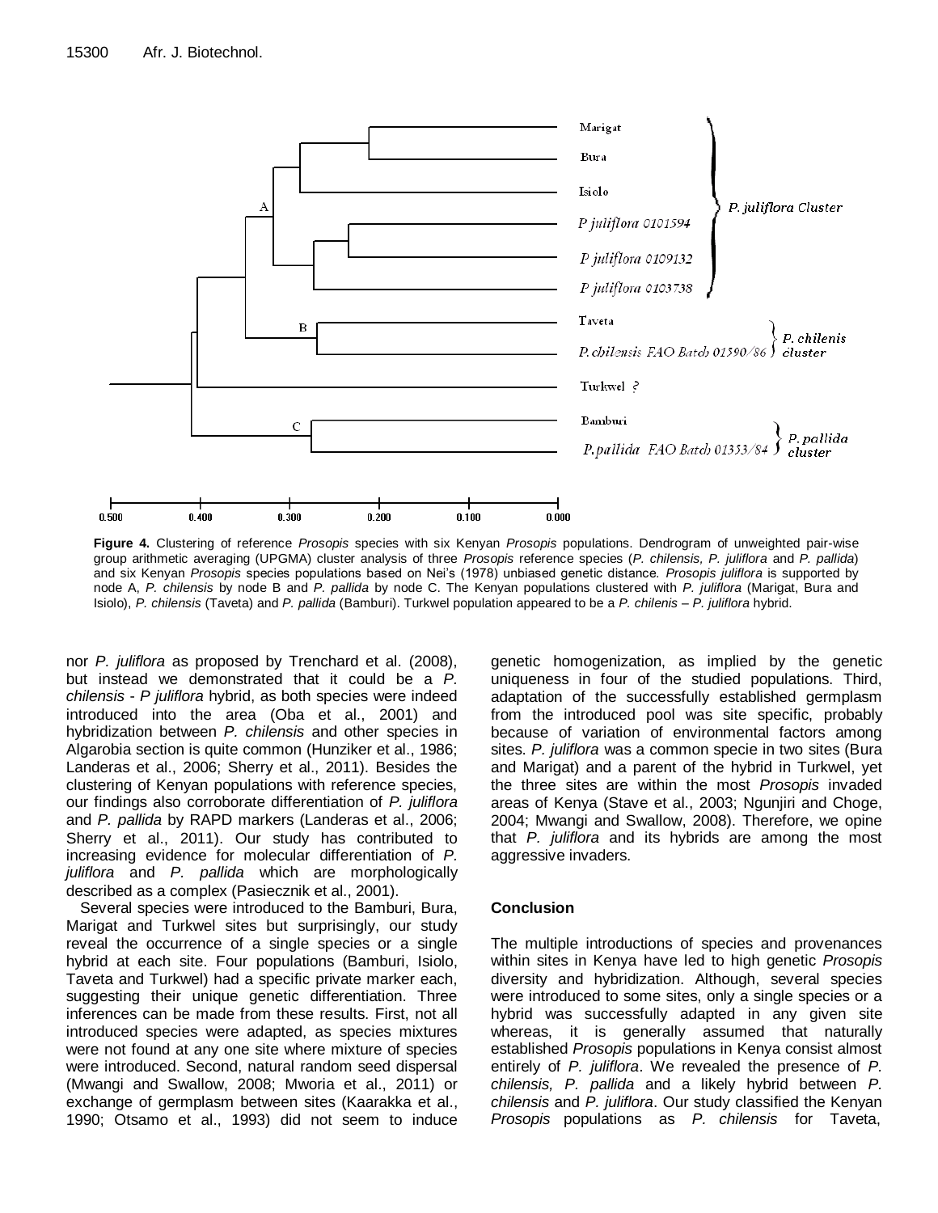**Figure 4.** Clustering of reference *Prosopis* species with six Kenyan *Prosopis* populations. Dendrogram of unweighted pair-wise group arithmetic averaging (UPGMA) cluster analysis of three *Prosopis* reference species (*P. chilensis, P. juliflora* and *P. pallida*) and six Kenyan *Prosopis* species populations based on Nei's (1978) unbiased genetic distance. *Prosopis juliflora* is supported by node A, *P. chilensis* by node B and *P. pallida* by node C. The Kenyan populations clustered with *P. juliflora* (Marigat, Bura and Isiolo), *P. chilensis* (Taveta) and *P. pallida* (Bamburi). Turkwel population appeared to be a *P. chilenis – P. juliflora* hybrid.

nor *P. juliflora* as proposed by Trenchard et al. (2008), but instead we demonstrated that it could be a *P. chilensis* - *P juliflora* hybrid, as both species were indeed introduced into the area (Oba et al., 2001) and hybridization between *P. chilensis* and other species in Algarobia section is quite common (Hunziker et al., 1986; Landeras et al., 2006; Sherry et al., 2011). Besides the clustering of Kenyan populations with reference species, our findings also corroborate differentiation of *P. juliflora* and *P. pallida* by RAPD markers (Landeras et al., 2006; Sherry et al., 2011). Our study has contributed to increasing evidence for molecular differentiation of *P. juliflora* and *P. pallida* which are morphologically described as a complex (Pasiecznik et al., 2001).

Several species were introduced to the Bamburi, Bura, Marigat and Turkwel sites but surprisingly, our study reveal the occurrence of a single species or a single hybrid at each site. Four populations (Bamburi, Isiolo, Taveta and Turkwel) had a specific private marker each, suggesting their unique genetic differentiation. Three inferences can be made from these results. First, not all introduced species were adapted, as species mixtures were not found at any one site where mixture of species were introduced. Second, natural random seed dispersal (Mwangi and Swallow, 2008; Mworia et al., 2011) or exchange of germplasm between sites (Kaarakka et al., 1990; Otsamo et al., 1993) did not seem to induce genetic homogenization, as implied by the genetic uniqueness in four of the studied populations. Third, adaptation of the successfully established germplasm from the introduced pool was site specific, probably because of variation of environmental factors among sites. *P. juliflora* was a common specie in two sites (Bura and Marigat) and a parent of the hybrid in Turkwel, yet the three sites are within the most *Prosopis* invaded areas of Kenya (Stave et al., 2003; Ngunjiri and Choge, 2004; Mwangi and Swallow, 2008). Therefore, we opine that *P. juliflora* and its hybrids are among the most aggressive invaders.

## Conclusion

The multiple introductions of species and provenances within sites in Kenya have led to high genetic *Prosopis* diversity and hybridization. Although, several species were introduced to some sites, only a single species or a hybrid was successfully adapted in any given site whereas, it is generally assumed that naturally established *Prosopis* populations in Kenya consist almost entirely of *P. juliflora*. We revealed the presence of *P. chilensis, P. pallida* and a likely hybrid between *P. chilensis* and *P. juliflora*. Our study classified the Kenyan *Prosopis* populations as *P. chilensis* for Taveta,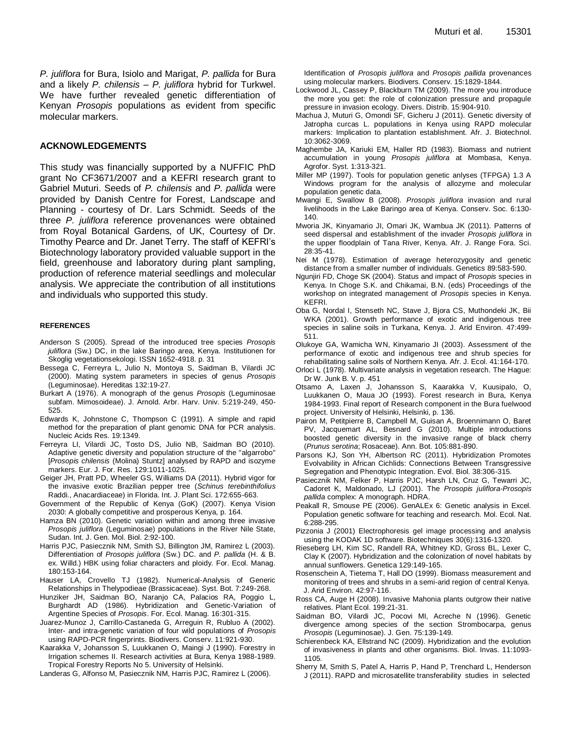*P. juliflora* for Bura, Isiolo and Marigat, *P. pallida* for Bura and a likely *P. chilensis* – *P. juliflora* hybrid for Turkwel. We have further revealed genetic differentiation of Kenyan *Prosopis* populations as evident from specific molecular markers.

## ACKNOWLEDGEMENTS

This study was financially supported by a NUFFIC PhD grant No CF3671/2007 and a KEFRI research grant to Gabriel Muturi. Seeds of *P. chilensis* and *P. pallida* were provided by Danish Centre for Forest, Landscape and Planning - courtesy of Dr. Lars Schmidt. Seeds of the three *P. juliflora* reference provenances were obtained from Royal Botanical Gardens, of UK, Courtesy of Dr. Timothy Pearce and Dr. Janet Terry. The staff of KEFRI's Biotechnology laboratory provided valuable support in the field, greenhouse and laboratory during plant sampling, production of reference material seedlings and molecular analysis. We appreciate the contribution of all institutions and individuals who supported this study.

## REFERENCES

Anderson S (2005). Spread of the introduced tree species *Prosopis juliflora* (Sw.) DC, in the lake Baringo area, Kenya. Institutionen for Skoglig vegetationsekologi. ISSN 1652-4918. p. 31

Bessega C, Ferreyra L, Julio N, Montoya S, Saidman B, Vilardi JC (2000). Mating system parameters in species of genus *Prosopis* (Leguminosae). Hereditas 132:19-27.

Burkart A (1976). A monograph of the genus *Prosopis* (Leguminosae subfam. Mimosoideae). J. Arnold. Arbr. Harv. Univ. 5:219-249, 450-525.

Edwards K, Johnstone C, Thompson C (1991). A simple and rapid method for the preparation of plant genomic DNA for PCR analysis. Nucleic Acids Res. 19:1349.

Ferreyra LI, Vilardi JC, Tosto DS, Julio NB, Saidman BO (2010). Adaptive genetic diversity and population structure of the "algarrobo" [*Prosopis chilensis* (Molina) Stuntz] analysed by RAPD and isozyme markers. Eur. J. For. Res. 129:1011-1025.

Geiger JH, Pratt PD, Wheeler GS, Williams DA (2011). Hybrid vigor for the invasive exotic Brazilian pepper tree (*Schinus terebinthifolius* Raddi., Anacardiaceae) in Florida. Int. J. Plant Sci. 172:655-663.

Government of the Republic of Kenya (GoK) (2007). Kenya Vision 2030: A globally competitive and prosperous Kenya, p. 164.

Hamza BN (2010). Genetic variation within and among three invasive *Prosopis juliflora* (Leguminosae) populations in the River Nile State, Sudan. Int. J. Gen. Mol. Biol. 2:92-100.

Harris PJC, Pasiecznik NM, Smith SJ, Billington JM, Ramirez L (2003). Differentiation of *Prosopis juliflora* (Sw.) DC. and *P. pallida* (H. & B. ex. Willd.) HBK using foliar characters and ploidy. For. Ecol. Manag. 180:153-164.

Hauser LA, Crovello TJ (1982). Numerical-Analysis of Generic Relationships in Thelypodieae (Brassicaceae). Syst. Bot. 7:249-268.

Hunziker JH, Saidman BO, Naranjo CA, Palacios RA, Poggio L, Burghardt AD (1986). Hybridization and Genetic-Variation of Argentine Species of *Prosopis*. For. Ecol. Manag. 16:301-315.

Juarez-Munoz J, Carrillo-Castaneda G, Arreguin R, Rubluo A (2002). Inter- and intra-genetic variation of four wild populations of *Prosopis* using RAPD-PCR fingerprints. Biodivers. Conserv. 11:921-930.

Kaarakka V, Johansson S, Luukkanen O, Maingi J (1990). Forestry in Irrigation schemes II. Research activities at Bura, Kenya 1988-1989. Tropical Forestry Reports No 5. University of Helsinki.

Landeras G, Alfonso M, Pasiecznik NM, Harris PJC, Ramirez L (2006). Identification of *Prosopis juliflora* and *Prosopis pallida* provenances using molecular markers. Biodivers. Conserv. 15:1829-1844.

Lockwood JL, Cassey P, Blackburn TM (2009). The more you introduce the more you get: the role of colonization pressure and propagule pressure in invasion ecology. Divers. Distrib. 15:904-910.

Machua J, Muturi G, Omondi SF, Gicheru J (2011). Genetic diversity of Jatropha curcas L. populations in Kenya using RAPD molecular markers: Implication to plantation establishment. Afr. J. Biotechnol. 10:3062-3069.

Maghembe JA, Kariuki EM, Haller RD (1983). Biomass and nutrient accumulation in young *Prosopis juliflora* at Mombasa, Kenya. Agrofor. Syst. 1:313-321.

Miller MP (1997). Tools for population genetic anlyses (TFPGA) 1.3 A Windows program for the analysis of allozyme and molecular population genetic data.

Mwangi E, Swallow B (2008). *Prosopis juliflora* invasion and rural livelihoods in the Lake Baringo area of Kenya. Conserv. Soc. 6:130-140.

Mworia JK, Kinyamario JI, Omari JK, Wambua JK (2011). Patterns of seed dispersal and establishment of the invader *Prosopis juliflora* in the upper floodplain of Tana River, Kenya. Afr. J. Range Fora. Sci. 28:35-41.

Nei M (1978). Estimation of average heterozygosity and genetic distance from a smaller number of individuals. Genetics 89:583-590.

Ngunjiri FD, Choge SK (2004). Status and impact of *Prosopis* species in Kenya. In Choge S.K. and Chikamai, B.N. (eds) Proceedings of the workshop on integrated management of *Prosopis* species in Kenya. KEFRI.

Oba G, Nordal I, Stenseth NC, Stave J, Bjora CS, Muthondeki JK, Bii WKA (2001). Growth performance of exotic and indigenous tree species in saline soils in Turkana, Kenya. J. Arid Environ. 47:499-511.

Olukoye GA, Wamicha WN, Kinyamario JI (2003). Assessment of the performance of exotic and indigenous tree and shrub species for rehabilitating saline soils of Northern Kenya. Afr. J. Ecol. 41:164-170.

Orloci L (1978). Multivariate analysis in vegetation research. The Hague: Dr W. Junk B. V. p. 451

Otsamo A, Laxen J, Johansson S, Kaarakka V, Kuusipalo, O, Luukkanen O, Maua JO (1993). Forest research in Bura, Kenya 1984-1993. Final report of Research component in the Bura fuelwood project. University of Helsinki, Helsinki, p. 136.

Pairon M, Petitpierre B, Campbell M, Guisan A, Broennimann O, Baret PV, Jacquemart AL, Besnard G (2010). Multiple introductions boosted genetic diversity in the invasive range of black cherry (*Prunus serotina*; Rosaceae). Ann. Bot. 105:881-890.

Parsons KJ, Son YH, Albertson RC (2011). Hybridization Promotes Evolvability in African Cichlids: Connections Between Transgressive Segregation and Phenotypic Integration. Evol. Biol. 38:306-315.

Pasiecznik NM, Felker P, Harris PJC, Harsh LN, Cruz G, Tewarri JC, Cadoret K, Maldonado, LJ (2001). The *Prosopis juliflora-Prosopis pallida* complex: A monograph. HDRA.

Peakall R, Smouse PE (2006). GenALEx 6: Genetic analysis in Excel. Population genetic software for teaching and research. Mol. Ecol. Nat. 6:288-295.

Pizzonia J (2001) Electrophoresis gel image processing and analysis using the KODAK 1D software. Biotechniques 30(6):1316-1320.

Rieseberg LH, Kim SC, Randell RA, Whitney KD, Gross BL, Lexer C, Clay K (2007). Hybridization and the colonization of novel habitats by annual sunflowers. Genetica 129:149-165.

Rosenschein A, Tietema T, Hall DO (1999). Biomass measurement and monitoring of trees and shrubs in a semi-arid region of central Kenya. J. Arid Environ. 42:97-116.

Ross CA, Auge H (2008). Invasive Mahonia plants outgrow their native relatives. Plant Ecol. 199:21-31.

Saidman BO, Vilardi JC, Pocovi MI, Acreche N (1996). Genetic divergence among species of the section Strombocarpa, genus *Prosopis* (Leguminosae). J. Gen. 75:139-149.

Schierenbeck KA, Ellstrand NC (2009). Hybridization and the evolution of invasiveness in plants and other organisms. Biol. Invas. 11:1093-1105.

Sherry M, Smith S, Patel A, Harris P, Hand P, Trenchard L, Henderson J (2011). RAPD and microsatellite transferability studies in selected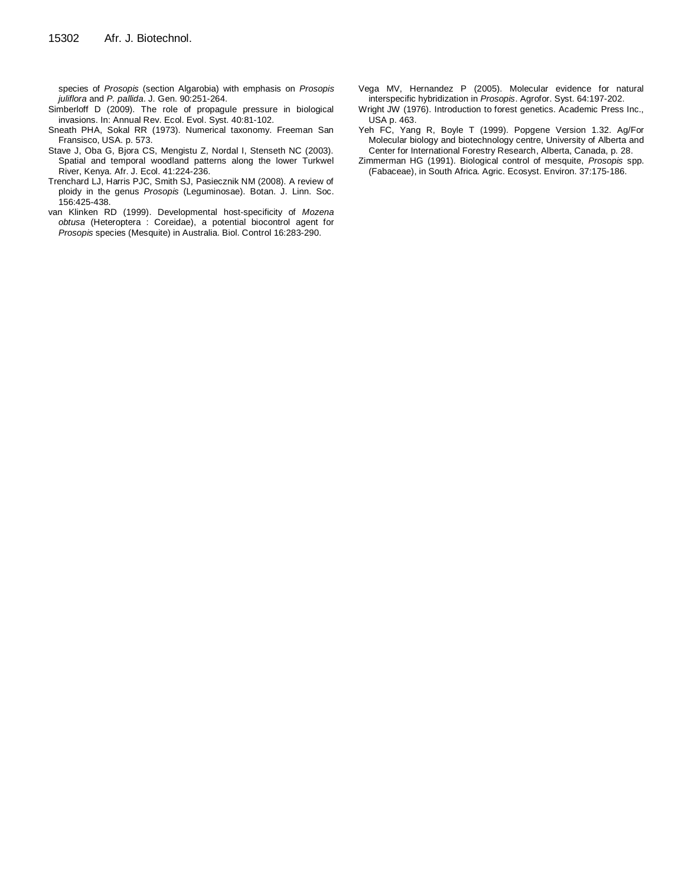species of *Prosopis* (section Algarobia) with emphasis on *Prosopis juliflora* and *P. pallida*. J. Gen. 90:251-264.

Simberloff D (2009). The role of propagule pressure in biological invasions. In: Annual Rev. Ecol. Evol. Syst. 40:81-102.

Sneath PHA, Sokal RR (1973). Numerical taxonomy. Freeman San Fransisco, USA. p. 573.

Stave J, Oba G, Bjora CS, Mengistu Z, Nordal I, Stenseth NC (2003). Spatial and temporal woodland patterns along the lower Turkwel River, Kenya. Afr. J. Ecol. 41:224-236.

Trenchard LJ, Harris PJC, Smith SJ, Pasiecznik NM (2008). A review of ploidy in the genus *Prosopis* (Leguminosae). Botan. J. Linn. Soc. 156:425-438.

van Klinken RD (1999). Developmental host-specificity of *Mozena obtusa* (Heteroptera : Coreidae), a potential biocontrol agent for *Prosopis* species (Mesquite) in Australia. Biol. Control 16:283-290.

Vega MV, Hernandez P (2005). Molecular evidence for natural interspecific hybridization in *Prosopis*. Agrofor. Syst. 64:197-202.

Wright JW (1976). Introduction to forest genetics. Academic Press Inc., USA p. 463.

Yeh FC, Yang R, Boyle T (1999). Popgene Version 1.32. Ag/For Molecular biology and biotechnology centre, University of Alberta and Center for International Forestry Research, Alberta, Canada, p. 28.

Zimmerman HG (1991). Biological control of mesquite, *Prosopis* spp. (Fabaceae), in South Africa. Agric. Ecosyst. Environ. 37:175-186.